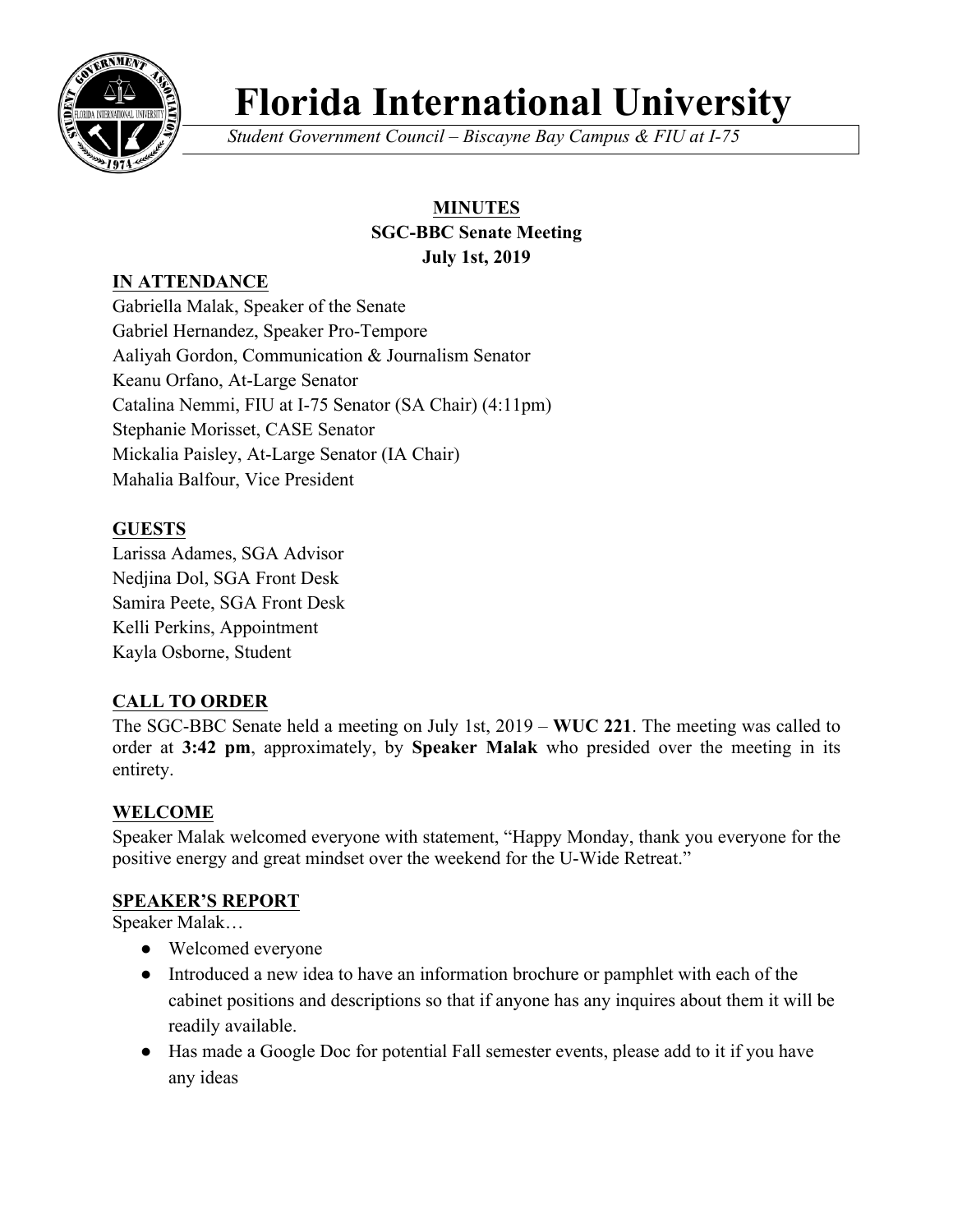# Florida International University

*Student Government Council – Biscayne Bay Campus & FIU at I-75*

**MINUTES**
**SGC-BBC Senate Meeting**
**July 1st, 2019**

## IN ATTENDANCE

Gabriella Malak, Speaker of the Senate
Gabriel Hernandez, Speaker Pro-Tempore
Aaliyah Gordon, Communication & Journalism Senator
Keanu Orfano, At-Large Senator
Catalina Nemmi, FIU at I-75 Senator (SA Chair) (4:11pm)
Stephanie Morisset, CASE Senator
Mickalia Paisley, At-Large Senator (IA Chair)
Mahalia Balfour, Vice President

## GUESTS

Larissa Adames, SGA Advisor
Nedjina Dol, SGA Front Desk
Samira Peete, SGA Front Desk
Kelli Perkins, Appointment
Kayla Osborne, Student

## CALL TO ORDER

The SGC-BBC Senate held a meeting on July 1st, 2019 – **WUC 221**. The meeting was called to order at **3:42 pm**, approximately, by **Speaker Malak** who presided over the meeting in its entirety.

## WELCOME

Speaker Malak welcomed everyone with statement, "Happy Monday, thank you everyone for the positive energy and great mindset over the weekend for the U-Wide Retreat."

## SPEAKER'S REPORT

Speaker Malak…

- Welcomed everyone
- Introduced a new idea to have an information brochure or pamphlet with each of the cabinet positions and descriptions so that if anyone has any inquires about them it will be readily available.
- Has made a Google Doc for potential Fall semester events, please add to it if you have any ideas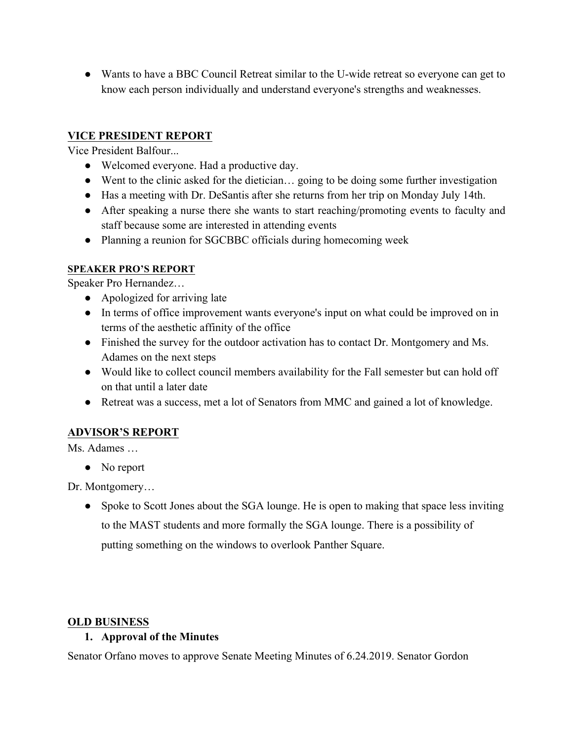- Wants to have a BBC Council Retreat similar to the U-wide retreat so everyone can get to know each person individually and understand everyone's strengths and weaknesses.

## VICE PRESIDENT REPORT

Vice President Balfour...

- Welcomed everyone. Had a productive day.
- Went to the clinic asked for the dietician… going to be doing some further investigation
- Has a meeting with Dr. DeSantis after she returns from her trip on Monday July 14th.
- After speaking a nurse there she wants to start reaching/promoting events to faculty and staff because some are interested in attending events
- Planning a reunion for SGCBBC officials during homecoming week

### SPEAKER PRO'S REPORT

Speaker Pro Hernandez…

- Apologized for arriving late
- In terms of office improvement wants everyone's input on what could be improved on in terms of the aesthetic affinity of the office
- Finished the survey for the outdoor activation has to contact Dr. Montgomery and Ms. Adames on the next steps
- Would like to collect council members availability for the Fall semester but can hold off on that until a later date
- Retreat was a success, met a lot of Senators from MMC and gained a lot of knowledge.

## ADVISOR'S REPORT

Ms. Adames …

- No report

Dr. Montgomery…

- Spoke to Scott Jones about the SGA lounge. He is open to making that space less inviting to the MAST students and more formally the SGA lounge. There is a possibility of putting something on the windows to overlook Panther Square.

## OLD BUSINESS

1. **Approval of the Minutes**

Senator Orfano moves to approve Senate Meeting Minutes of 6.24.2019. Senator Gordon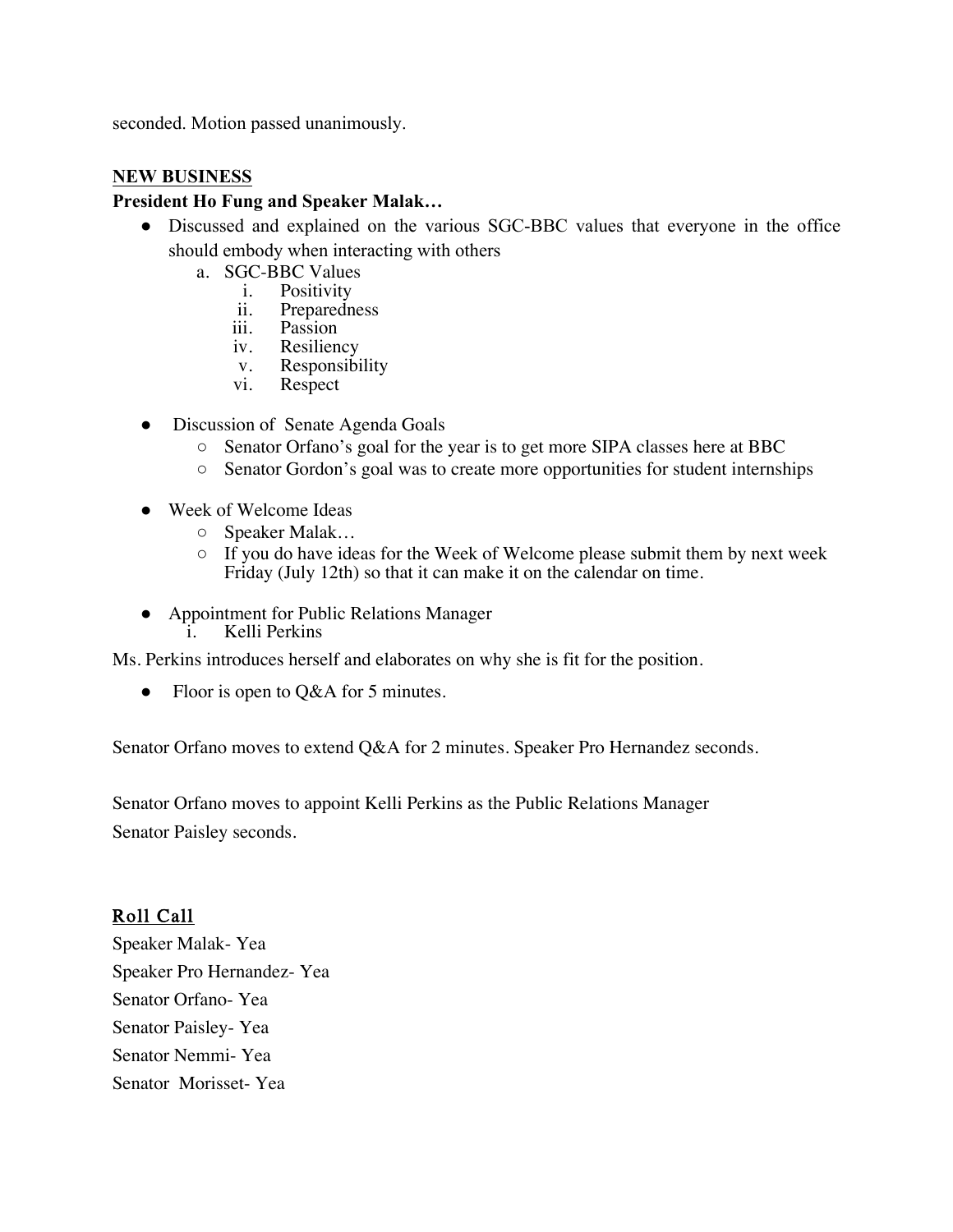seconded. Motion passed unanimously.

## NEW BUSINESS

**President Ho Fung and Speaker Malak…**

- Discussed and explained on the various SGC-BBC values that everyone in the office should embody when interacting with others
  a. SGC-BBC Values
     i. Positivity
     ii. Preparedness
     iii. Passion
     iv. Resiliency
     v. Responsibility
     vi. Respect

- Discussion of Senate Agenda Goals
  - Senator Orfano's goal for the year is to get more SIPA classes here at BBC
  - Senator Gordon's goal was to create more opportunities for student internships

- Week of Welcome Ideas
  - Speaker Malak…
  - If you do have ideas for the Week of Welcome please submit them by next week Friday (July 12th) so that it can make it on the calendar on time.

- Appointment for Public Relations Manager
  i. Kelli Perkins

Ms. Perkins introduces herself and elaborates on why she is fit for the position.

- Floor is open to Q&A for 5 minutes.

Senator Orfano moves to extend Q&A for 2 minutes. Speaker Pro Hernandez seconds.

Senator Orfano moves to appoint Kelli Perkins as the Public Relations Manager
Senator Paisley seconds.

## Roll Call

Speaker Malak- Yea
Speaker Pro Hernandez- Yea
Senator Orfano- Yea
Senator Paisley- Yea
Senator Nemmi- Yea
Senator Morisset- Yea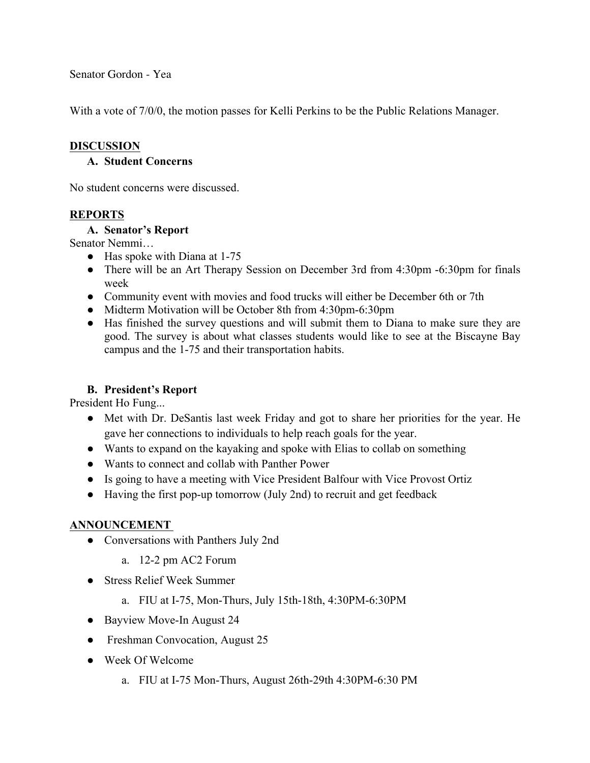Senator Gordon - Yea

With a vote of 7/0/0, the motion passes for Kelli Perkins to be the Public Relations Manager.

## DISCUSSION

### A. Student Concerns

No student concerns were discussed.

## REPORTS

### A. Senator's Report

Senator Nemmi…

- Has spoke with Diana at 1-75
- There will be an Art Therapy Session on December 3rd from 4:30pm -6:30pm for finals week
- Community event with movies and food trucks will either be December 6th or 7th
- Midterm Motivation will be October 8th from 4:30pm-6:30pm
- Has finished the survey questions and will submit them to Diana to make sure they are good. The survey is about what classes students would like to see at the Biscayne Bay campus and the 1-75 and their transportation habits.

### B. President's Report

President Ho Fung...

- Met with Dr. DeSantis last week Friday and got to share her priorities for the year. He gave her connections to individuals to help reach goals for the year.
- Wants to expand on the kayaking and spoke with Elias to collab on something
- Wants to connect and collab with Panther Power
- Is going to have a meeting with Vice President Balfour with Vice Provost Ortiz
- Having the first pop-up tomorrow (July 2nd) to recruit and get feedback

## ANNOUNCEMENT

- Conversations with Panthers July 2nd
  a. 12-2 pm AC2 Forum
- Stress Relief Week Summer
  a. FIU at I-75, Mon-Thurs, July 15th-18th, 4:30PM-6:30PM
- Bayview Move-In August 24
- Freshman Convocation, August 25
- Week Of Welcome
  a. FIU at I-75 Mon-Thurs, August 26th-29th 4:30PM-6:30 PM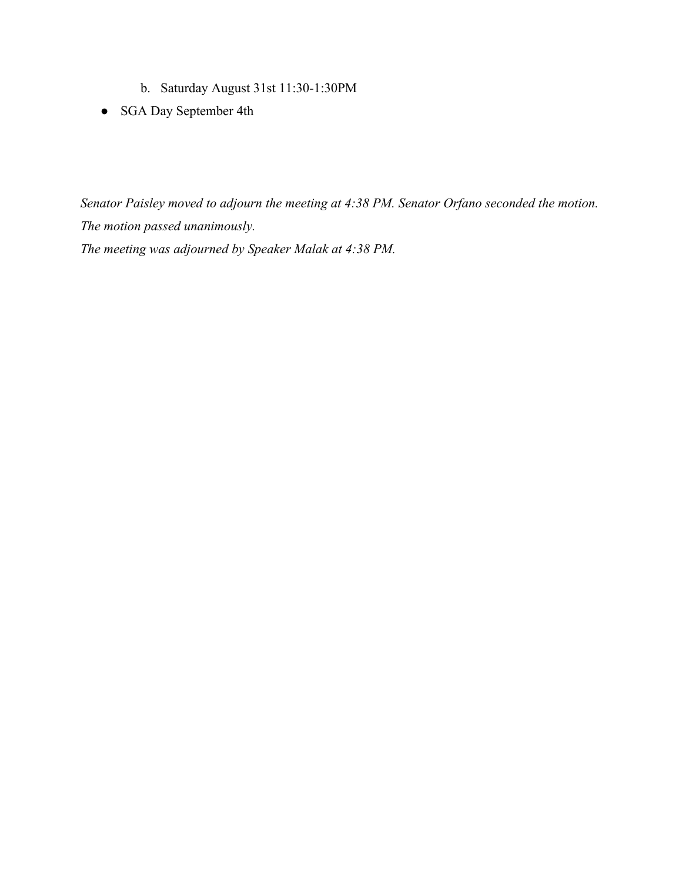b. Saturday August 31st 11:30-1:30PM

- SGA Day September 4th

*Senator Paisley moved to adjourn the meeting at 4:38 PM. Senator Orfano seconded the motion. The motion passed unanimously.*

*The meeting was adjourned by Speaker Malak at 4:38 PM.*